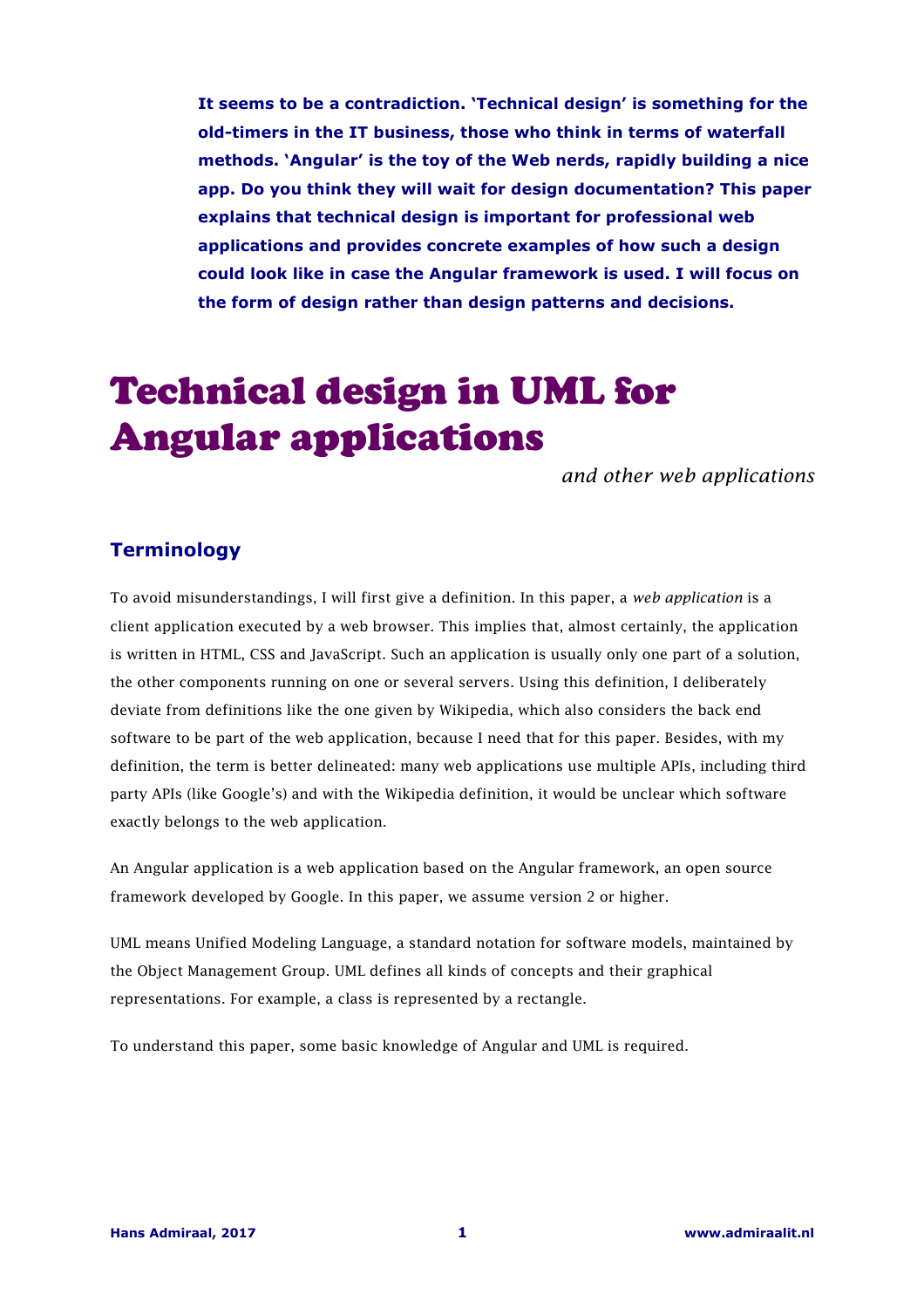**It seems to be a contradiction. 'Technical design' is something for the old-timers in the IT business, those who think in terms of waterfall methods. 'Angular' is the toy of the Web nerds, rapidly building a nice app. Do you think they will wait for design documentation? This paper explains that technical design is important for professional web applications and provides concrete examples of how such a design could look like in case the Angular framework is used. I will focus on the form of design rather than design patterns and decisions.**

# Technical design in UML for Angular applications

*and other web applications*

## Terminology

To avoid misunderstandings, I will first give a definition. In this paper, a *web application* is a client application executed by a web browser. This implies that, almost certainly, the application is written in HTML, CSS and JavaScript. Such an application is usually only one part of a solution, the other components running on one or several servers. Using this definition, I deliberately deviate from definitions like the one given by Wikipedia, which also considers the back end software to be part of the web application, because I need that for this paper. Besides, with my definition, the term is better delineated: many web applications use multiple APIs, including third party APIs (like Google's) and with the Wikipedia definition, it would be unclear which software exactly belongs to the web application.

An Angular application is a web application based on the Angular framework, an open source framework developed by Google. In this paper, we assume version 2 or higher.

UML means Unified Modeling Language, a standard notation for software models, maintained by the Object Management Group. UML defines all kinds of concepts and their graphical representations. For example, a class is represented by a rectangle.

To understand this paper, some basic knowledge of Angular and UML is required.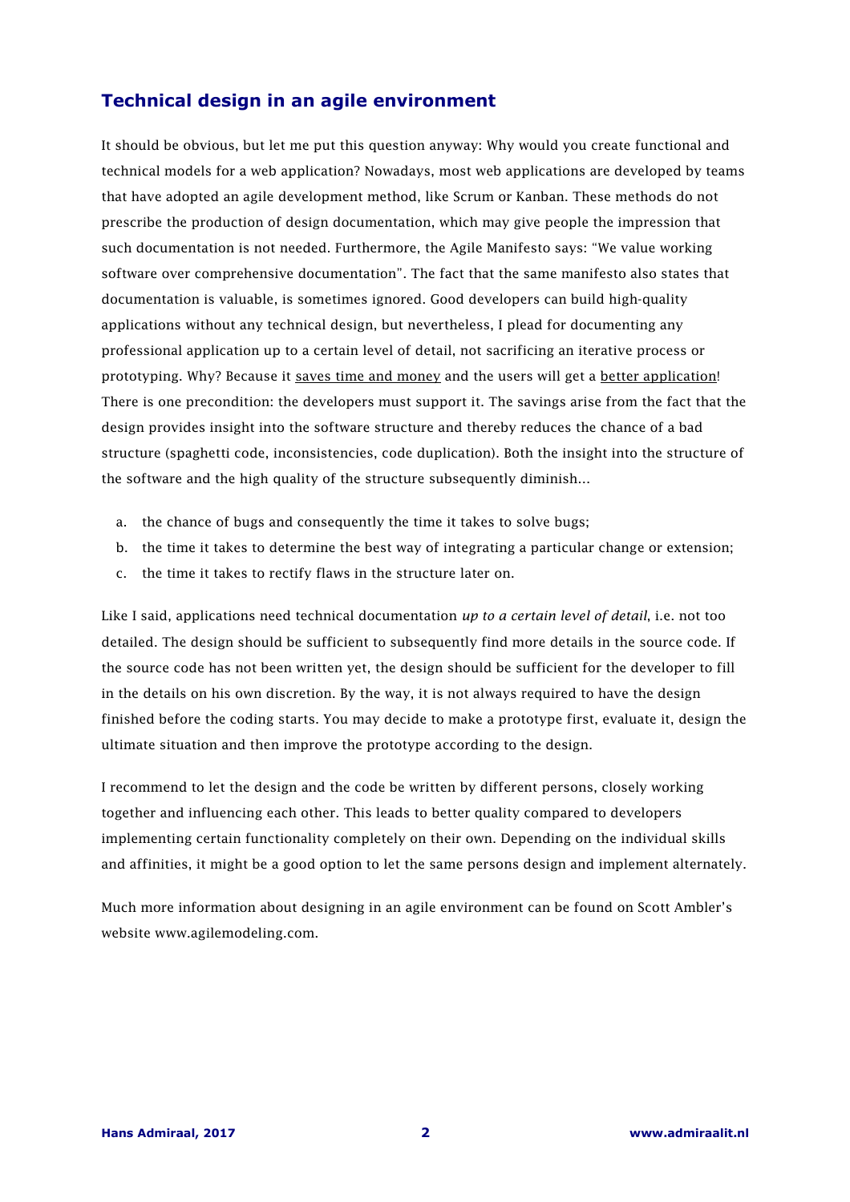## Technical design in an agile environment

It should be obvious, but let me put this question anyway: Why would you create functional and technical models for a web application? Nowadays, most web applications are developed by teams that have adopted an agile development method, like Scrum or Kanban. These methods do not prescribe the production of design documentation, which may give people the impression that such documentation is not needed. Furthermore, the Agile Manifesto says: "We value working software over comprehensive documentation". The fact that the same manifesto also states that documentation is valuable, is sometimes ignored. Good developers can build high-quality applications without any technical design, but nevertheless, I plead for documenting any professional application up to a certain level of detail, not sacrificing an iterative process or prototyping. Why? Because it <u>saves time and money</u> and the users will get a <u>better application</u>! There is one precondition: the developers must support it. The savings arise from the fact that the design provides insight into the software structure and thereby reduces the chance of a bad structure (spaghetti code, inconsistencies, code duplication). Both the insight into the structure of the software and the high quality of the structure subsequently diminish...

a. the chance of bugs and consequently the time it takes to solve bugs;
b. the time it takes to determine the best way of integrating a particular change or extension;
c. the time it takes to rectify flaws in the structure later on.

Like I said, applications need technical documentation *up to a certain level of detail*, i.e. not too detailed. The design should be sufficient to subsequently find more details in the source code. If the source code has not been written yet, the design should be sufficient for the developer to fill in the details on his own discretion. By the way, it is not always required to have the design finished before the coding starts. You may decide to make a prototype first, evaluate it, design the ultimate situation and then improve the prototype according to the design.

I recommend to let the design and the code be written by different persons, closely working together and influencing each other. This leads to better quality compared to developers implementing certain functionality completely on their own. Depending on the individual skills and affinities, it might be a good option to let the same persons design and implement alternately.

Much more information about designing in an agile environment can be found on Scott Ambler's website www.agilemodeling.com.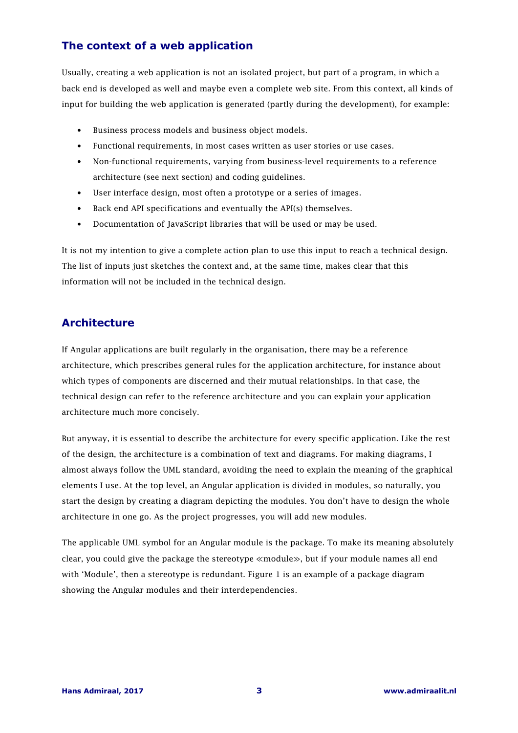## The context of a web application

Usually, creating a web application is not an isolated project, but part of a program, in which a back end is developed as well and maybe even a complete web site. From this context, all kinds of input for building the web application is generated (partly during the development), for example:

- Business process models and business object models.
- Functional requirements, in most cases written as user stories or use cases.
- Non-functional requirements, varying from business-level requirements to a reference architecture (see next section) and coding guidelines.
- User interface design, most often a prototype or a series of images.
- Back end API specifications and eventually the API(s) themselves.
- Documentation of JavaScript libraries that will be used or may be used.

It is not my intention to give a complete action plan to use this input to reach a technical design. The list of inputs just sketches the context and, at the same time, makes clear that this information will not be included in the technical design.

## Architecture

If Angular applications are built regularly in the organisation, there may be a reference architecture, which prescribes general rules for the application architecture, for instance about which types of components are discerned and their mutual relationships. In that case, the technical design can refer to the reference architecture and you can explain your application architecture much more concisely.

But anyway, it is essential to describe the architecture for every specific application. Like the rest of the design, the architecture is a combination of text and diagrams. For making diagrams, I almost always follow the UML standard, avoiding the need to explain the meaning of the graphical elements I use. At the top level, an Angular application is divided in modules, so naturally, you start the design by creating a diagram depicting the modules. You don't have to design the whole architecture in one go. As the project progresses, you will add new modules.

The applicable UML symbol for an Angular module is the package. To make its meaning absolutely clear, you could give the package the stereotype ≪module≫, but if your module names all end with 'Module', then a stereotype is redundant. Figure 1 is an example of a package diagram showing the Angular modules and their interdependencies.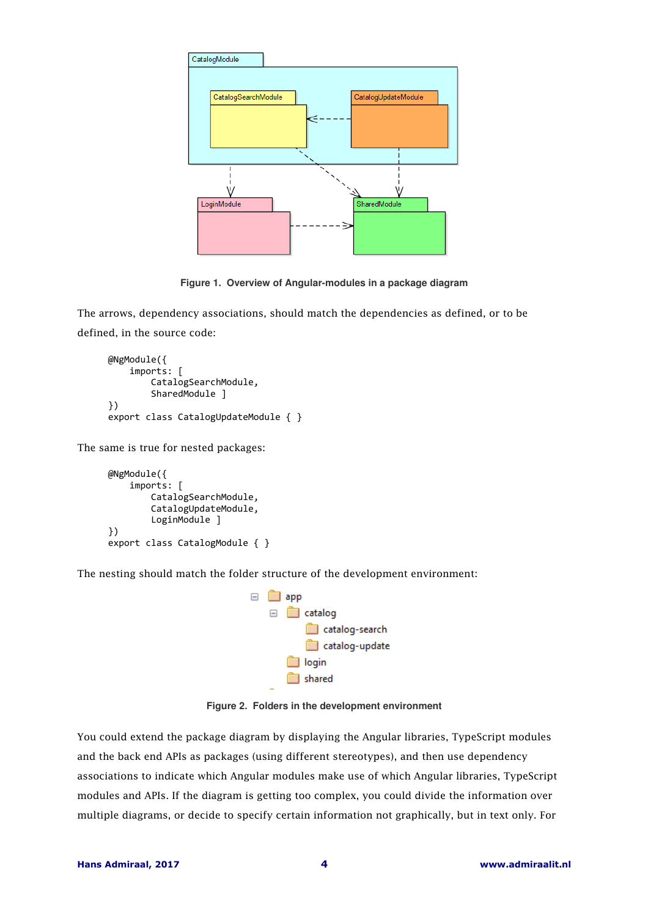Figure 1.  Overview of Angular-modules in a package diagram

The arrows, dependency associations, should match the dependencies as defined, or to be defined, in the source code:

```
@NgModule({
    imports: [
        CatalogSearchModule,
        SharedModule ]
})
export class CatalogUpdateModule { }
```

The same is true for nested packages:

```
@NgModule({
    imports: [
        CatalogSearchModule,
        CatalogUpdateModule,
        LoginModule ]
})
export class CatalogModule { }
```

The nesting should match the folder structure of the development environment:

```
app
  catalog
    catalog-search
    catalog-update
  login
  shared
```

Figure 2.  Folders in the development environment

You could extend the package diagram by displaying the Angular libraries, TypeScript modules and the back end APIs as packages (using different stereotypes), and then use dependency associations to indicate which Angular modules make use of which Angular libraries, TypeScript modules and APIs. If the diagram is getting too complex, you could divide the information over multiple diagrams, or decide to specify certain information not graphically, but in text only. For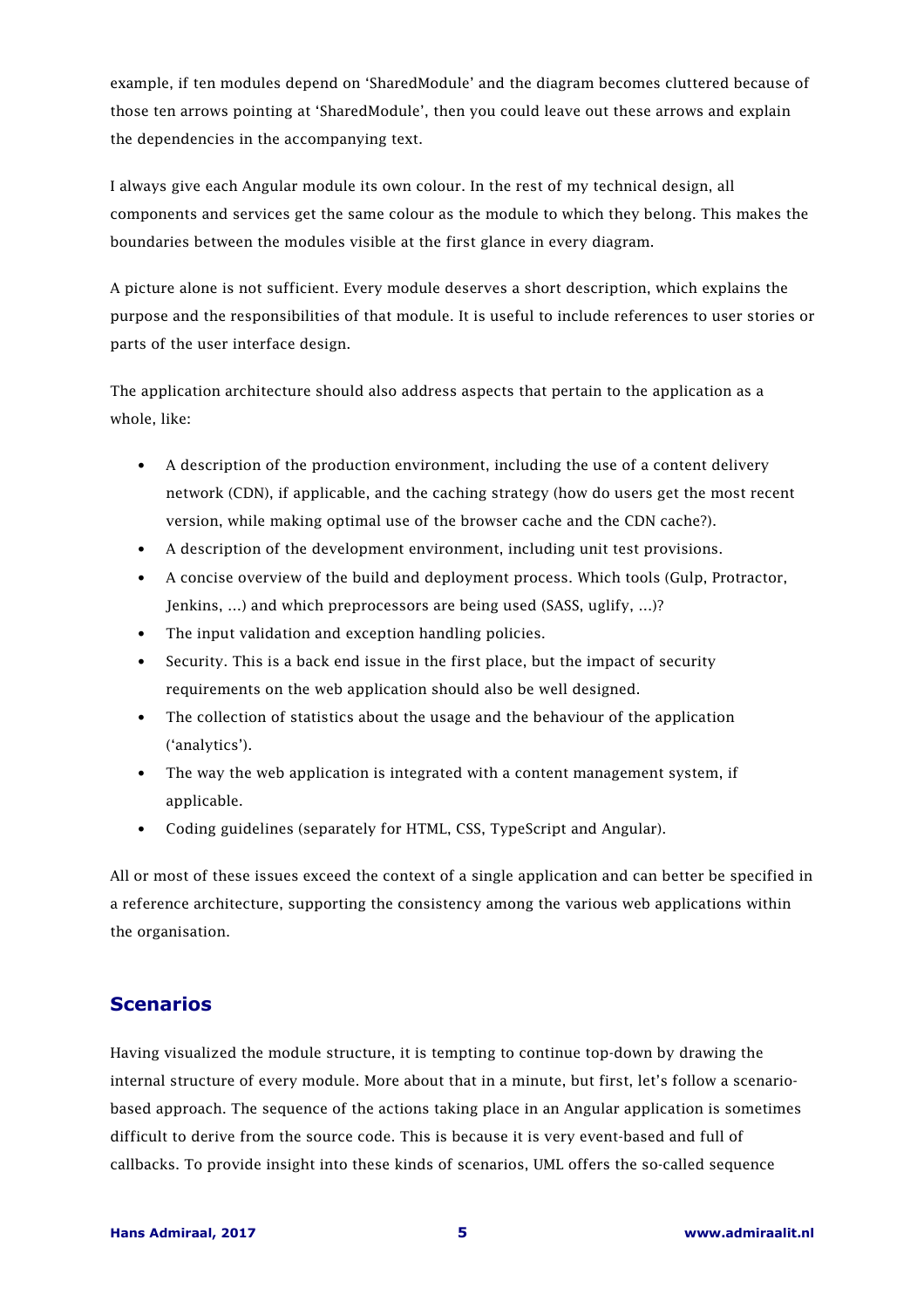example, if ten modules depend on 'SharedModule' and the diagram becomes cluttered because of those ten arrows pointing at 'SharedModule', then you could leave out these arrows and explain the dependencies in the accompanying text.

I always give each Angular module its own colour. In the rest of my technical design, all components and services get the same colour as the module to which they belong. This makes the boundaries between the modules visible at the first glance in every diagram.

A picture alone is not sufficient. Every module deserves a short description, which explains the purpose and the responsibilities of that module. It is useful to include references to user stories or parts of the user interface design.

The application architecture should also address aspects that pertain to the application as a whole, like:

- A description of the production environment, including the use of a content delivery network (CDN), if applicable, and the caching strategy (how do users get the most recent version, while making optimal use of the browser cache and the CDN cache?).
- A description of the development environment, including unit test provisions.
- A concise overview of the build and deployment process. Which tools (Gulp, Protractor, Jenkins, …) and which preprocessors are being used (SASS, uglify, …)?
- The input validation and exception handling policies.
- Security. This is a back end issue in the first place, but the impact of security requirements on the web application should also be well designed.
- The collection of statistics about the usage and the behaviour of the application ('analytics').
- The way the web application is integrated with a content management system, if applicable.
- Coding guidelines (separately for HTML, CSS, TypeScript and Angular).

All or most of these issues exceed the context of a single application and can better be specified in a reference architecture, supporting the consistency among the various web applications within the organisation.

## Scenarios

Having visualized the module structure, it is tempting to continue top-down by drawing the internal structure of every module. More about that in a minute, but first, let's follow a scenario-based approach. The sequence of the actions taking place in an Angular application is sometimes difficult to derive from the source code. This is because it is very event-based and full of callbacks. To provide insight into these kinds of scenarios, UML offers the so-called sequence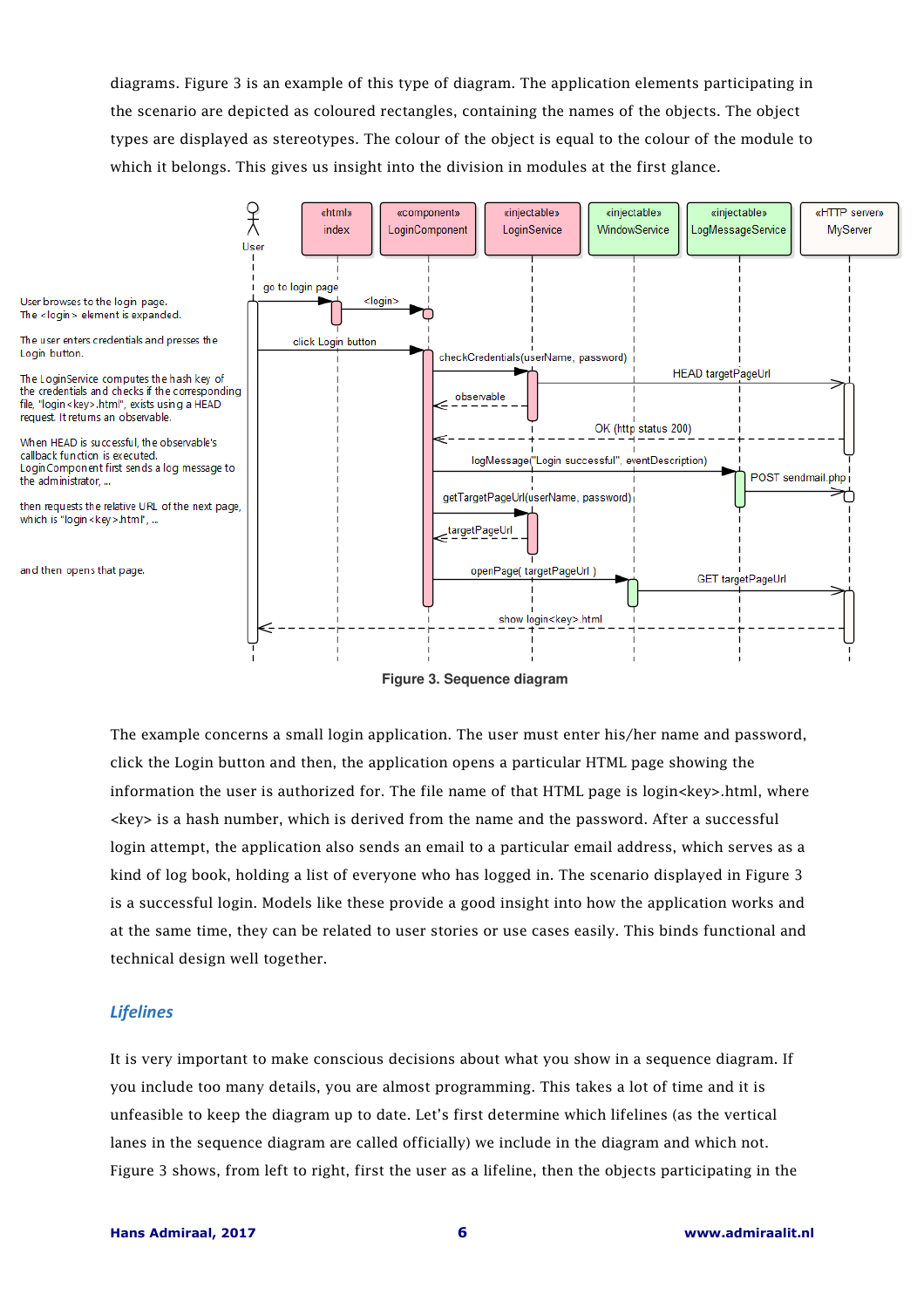diagrams. Figure 3 is an example of this type of diagram. The application elements participating in the scenario are depicted as coloured rectangles, containing the names of the objects. The object types are displayed as stereotypes. The colour of the object is equal to the colour of the module to which it belongs. This gives us insight into the division in modules at the first glance.

User browses to the login page.
The <login> element is expanded.

The user enters credentials and presses the Login button.

The LoginService computes the hash key of the credentials and checks if the corresponding file, "login<key>.html", exists using a HEAD request. It returns an observable.

When HEAD is successful, the observable's callback function is executed.
LoginComponent first sends a log message to the administrator, ...

then requests the relative URL of the next page, which is "login<key>.html", ...

and then opens that page.

**Figure 3. Sequence diagram**

The example concerns a small login application. The user must enter his/her name and password, click the Login button and then, the application opens a particular HTML page showing the information the user is authorized for. The file name of that HTML page is login<key>.html, where <key> is a hash number, which is derived from the name and the password. After a successful login attempt, the application also sends an email to a particular email address, which serves as a kind of log book, holding a list of everyone who has logged in. The scenario displayed in Figure 3 is a successful login. Models like these provide a good insight into how the application works and at the same time, they can be related to user stories or use cases easily. This binds functional and technical design well together.

## *Lifelines*

It is very important to make conscious decisions about what you show in a sequence diagram. If you include too many details, you are almost programming. This takes a lot of time and it is unfeasible to keep the diagram up to date. Let's first determine which lifelines (as the vertical lanes in the sequence diagram are called officially) we include in the diagram and which not. Figure 3 shows, from left to right, first the user as a lifeline, then the objects participating in the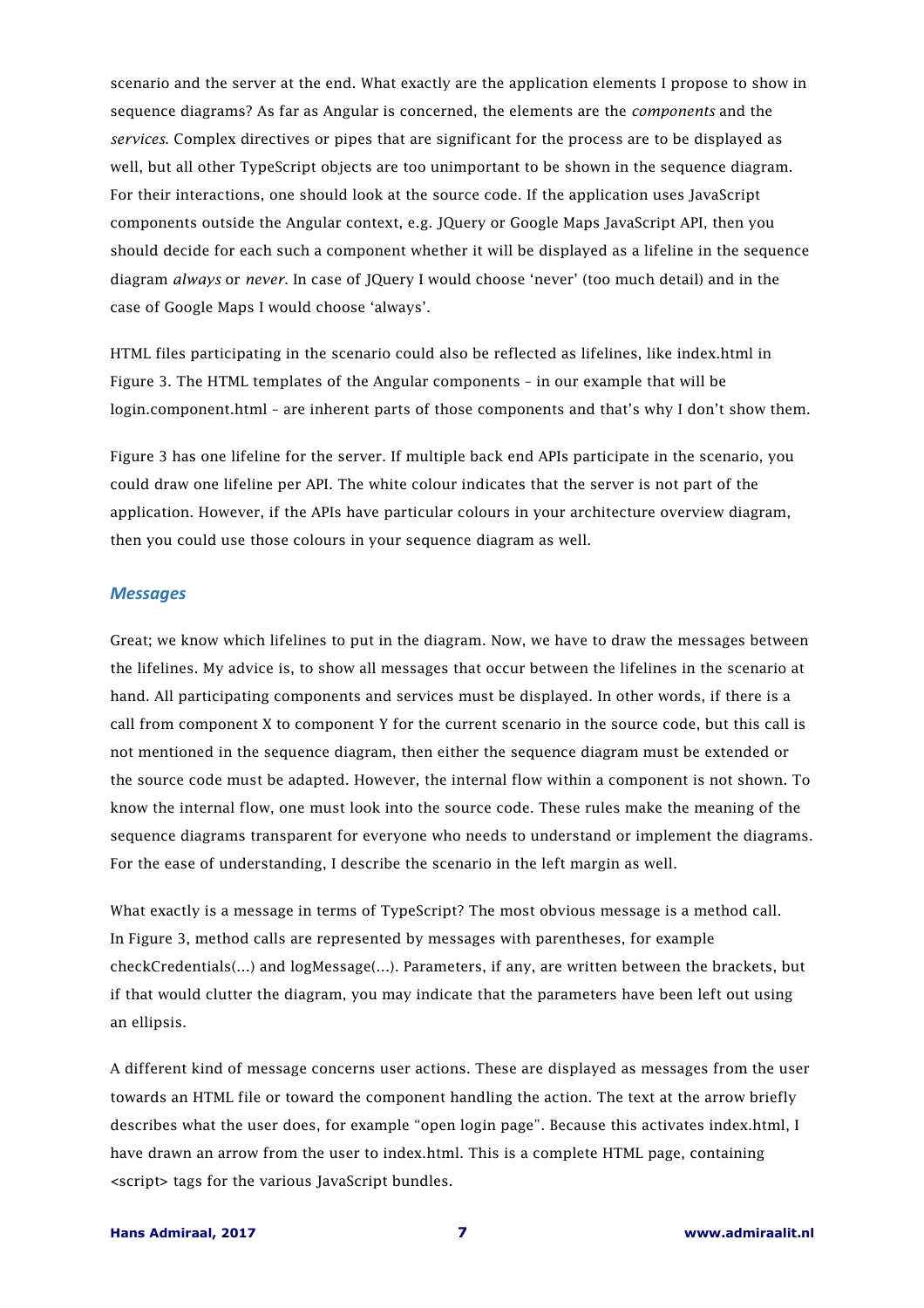scenario and the server at the end. What exactly are the application elements I propose to show in sequence diagrams? As far as Angular is concerned, the elements are the *components* and the *services*. Complex directives or pipes that are significant for the process are to be displayed as well, but all other TypeScript objects are too unimportant to be shown in the sequence diagram. For their interactions, one should look at the source code. If the application uses JavaScript components outside the Angular context, e.g. JQuery or Google Maps JavaScript API, then you should decide for each such a component whether it will be displayed as a lifeline in the sequence diagram *always* or *never*. In case of JQuery I would choose 'never' (too much detail) and in the case of Google Maps I would choose 'always'.

HTML files participating in the scenario could also be reflected as lifelines, like index.html in Figure 3. The HTML templates of the Angular components – in our example that will be login.component.html – are inherent parts of those components and that's why I don't show them.

Figure 3 has one lifeline for the server. If multiple back end APIs participate in the scenario, you could draw one lifeline per API. The white colour indicates that the server is not part of the application. However, if the APIs have particular colours in your architecture overview diagram, then you could use those colours in your sequence diagram as well.

### *Messages*

Great; we know which lifelines to put in the diagram. Now, we have to draw the messages between the lifelines. My advice is, to show all messages that occur between the lifelines in the scenario at hand. All participating components and services must be displayed. In other words, if there is a call from component X to component Y for the current scenario in the source code, but this call is not mentioned in the sequence diagram, then either the sequence diagram must be extended or the source code must be adapted. However, the internal flow within a component is not shown. To know the internal flow, one must look into the source code. These rules make the meaning of the sequence diagrams transparent for everyone who needs to understand or implement the diagrams. For the ease of understanding, I describe the scenario in the left margin as well.

What exactly is a message in terms of TypeScript? The most obvious message is a method call. In Figure 3, method calls are represented by messages with parentheses, for example checkCredentials(...) and logMessage(...). Parameters, if any, are written between the brackets, but if that would clutter the diagram, you may indicate that the parameters have been left out using an ellipsis.

A different kind of message concerns user actions. These are displayed as messages from the user towards an HTML file or toward the component handling the action. The text at the arrow briefly describes what the user does, for example "open login page". Because this activates index.html, I have drawn an arrow from the user to index.html. This is a complete HTML page, containing <script> tags for the various JavaScript bundles.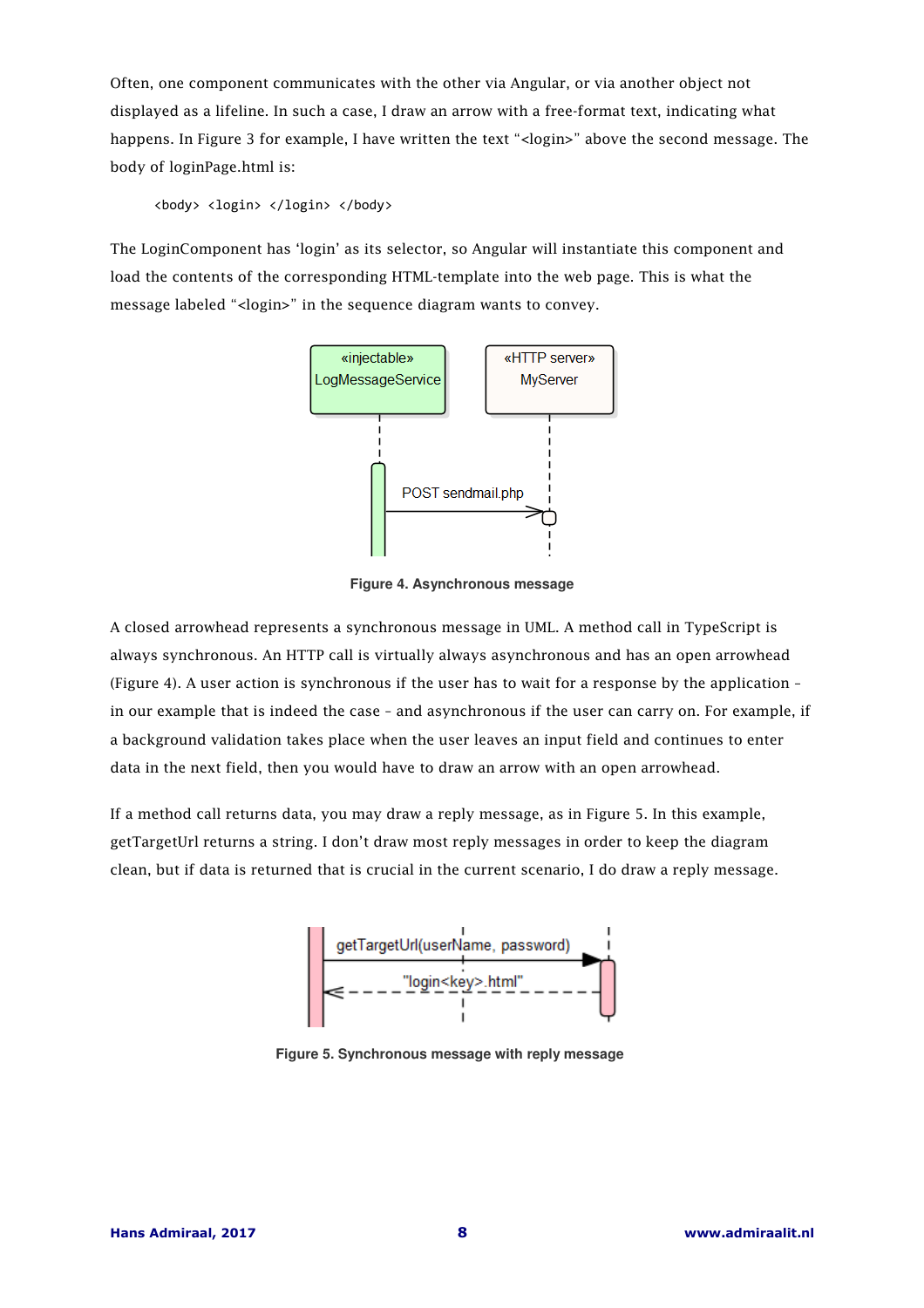Often, one component communicates with the other via Angular, or via another object not displayed as a lifeline. In such a case, I draw an arrow with a free-format text, indicating what happens. In Figure 3 for example, I have written the text "<login>" above the second message. The body of loginPage.html is:

```
<body> <login> </login> </body>
```

The LoginComponent has 'login' as its selector, so Angular will instantiate this component and load the contents of the corresponding HTML-template into the web page. This is what the message labeled "<login>" in the sequence diagram wants to convey.

**Figure 4. Asynchronous message**

A closed arrowhead represents a synchronous message in UML. A method call in TypeScript is always synchronous. An HTTP call is virtually always asynchronous and has an open arrowhead (Figure 4). A user action is synchronous if the user has to wait for a response by the application – in our example that is indeed the case – and asynchronous if the user can carry on. For example, if a background validation takes place when the user leaves an input field and continues to enter data in the next field, then you would have to draw an arrow with an open arrowhead.

If a method call returns data, you may draw a reply message, as in Figure 5. In this example, getTargetUrl returns a string. I don't draw most reply messages in order to keep the diagram clean, but if data is returned that is crucial in the current scenario, I do draw a reply message.

**Figure 5. Synchronous message with reply message**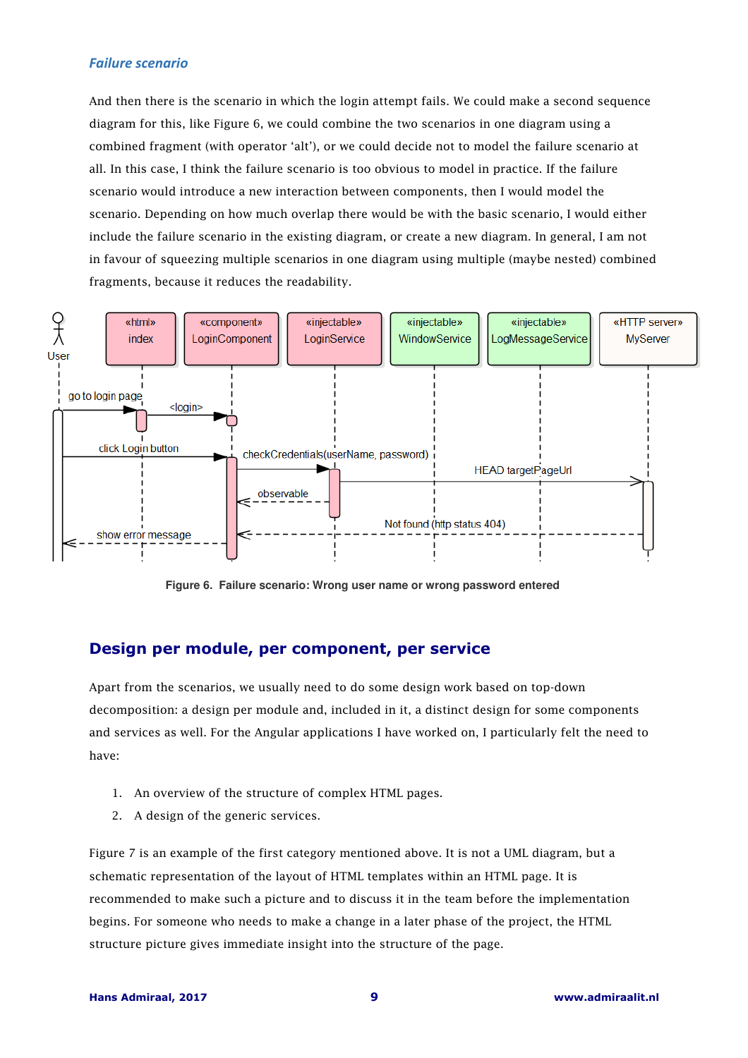### *Failure scenario*

And then there is the scenario in which the login attempt fails. We could make a second sequence diagram for this, like Figure 6, we could combine the two scenarios in one diagram using a combined fragment (with operator 'alt'), or we could decide not to model the failure scenario at all. In this case, I think the failure scenario is too obvious to model in practice. If the failure scenario would introduce a new interaction between components, then I would model the scenario. Depending on how much overlap there would be with the basic scenario, I would either include the failure scenario in the existing diagram, or create a new diagram. In general, I am not in favour of squeezing multiple scenarios in one diagram using multiple (maybe nested) combined fragments, because it reduces the readability.

**Figure 6. Failure scenario: Wrong user name or wrong password entered**

## Design per module, per component, per service

Apart from the scenarios, we usually need to do some design work based on top-down decomposition: a design per module and, included in it, a distinct design for some components and services as well. For the Angular applications I have worked on, I particularly felt the need to have:

1. An overview of the structure of complex HTML pages.
2. A design of the generic services.

Figure 7 is an example of the first category mentioned above. It is not a UML diagram, but a schematic representation of the layout of HTML templates within an HTML page. It is recommended to make such a picture and to discuss it in the team before the implementation begins. For someone who needs to make a change in a later phase of the project, the HTML structure picture gives immediate insight into the structure of the page.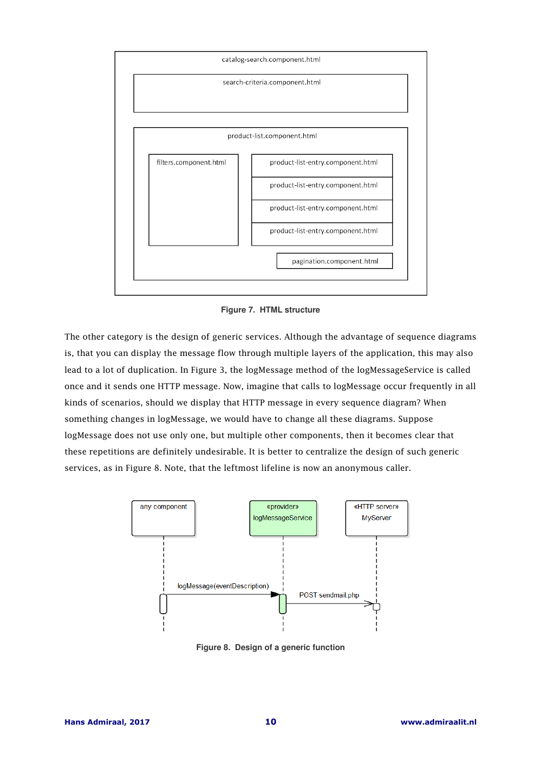Figure 7. HTML structure

The other category is the design of generic services. Although the advantage of sequence diagrams is, that you can display the message flow through multiple layers of the application, this may also lead to a lot of duplication. In Figure 3, the logMessage method of the logMessageService is called once and it sends one HTTP message. Now, imagine that calls to logMessage occur frequently in all kinds of scenarios, should we display that HTTP message in every sequence diagram? When something changes in logMessage, we would have to change all these diagrams. Suppose logMessage does not use only one, but multiple other components, then it becomes clear that these repetitions are definitely undesirable. It is better to centralize the design of such generic services, as in Figure 8. Note, that the leftmost lifeline is now an anonymous caller.

Figure 8. Design of a generic function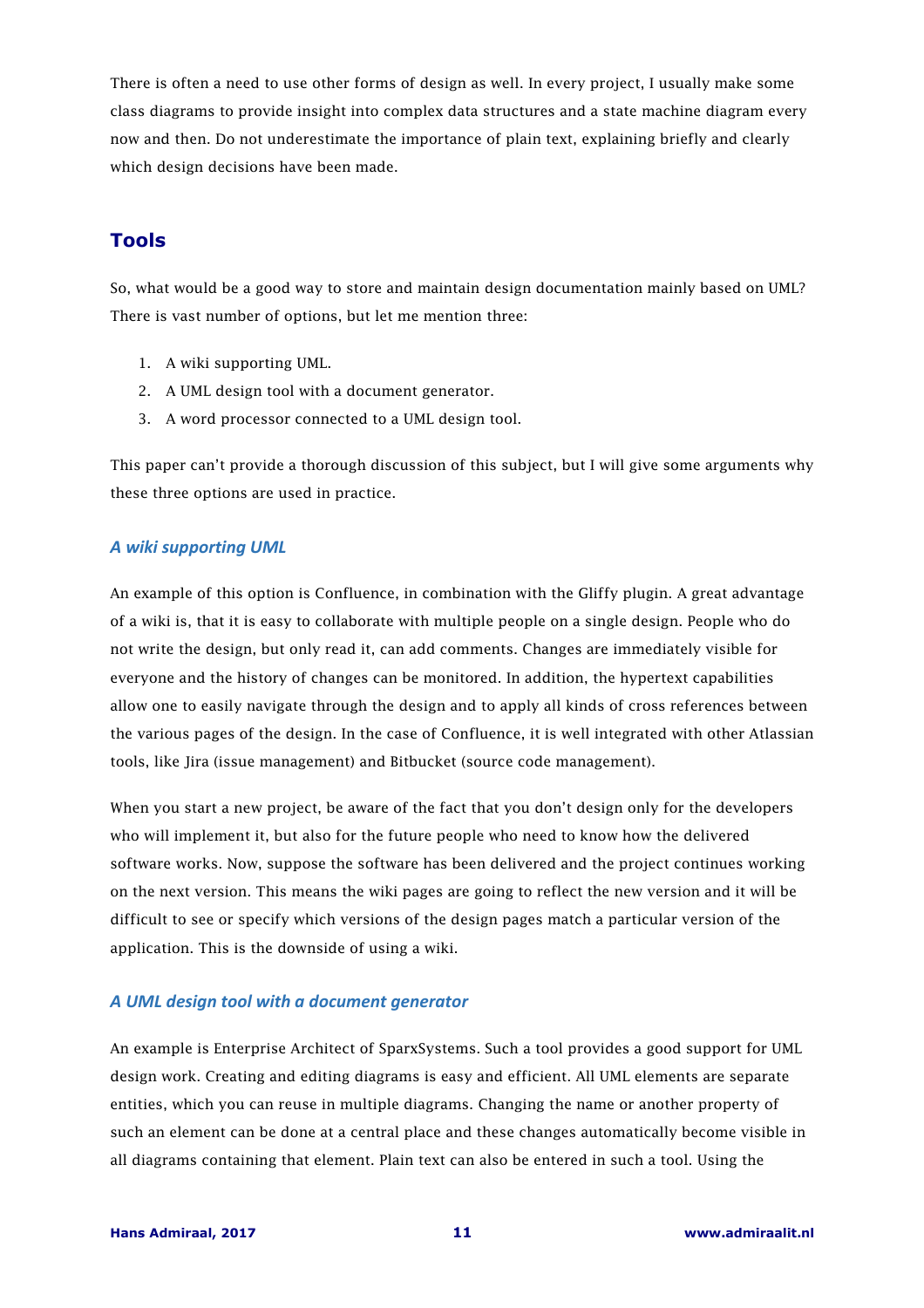There is often a need to use other forms of design as well. In every project, I usually make some class diagrams to provide insight into complex data structures and a state machine diagram every now and then. Do not underestimate the importance of plain text, explaining briefly and clearly which design decisions have been made.

## Tools

So, what would be a good way to store and maintain design documentation mainly based on UML? There is vast number of options, but let me mention three:

1. A wiki supporting UML.
2. A UML design tool with a document generator.
3. A word processor connected to a UML design tool.

This paper can't provide a thorough discussion of this subject, but I will give some arguments why these three options are used in practice.

### *A wiki supporting UML*

An example of this option is Confluence, in combination with the Gliffy plugin. A great advantage of a wiki is, that it is easy to collaborate with multiple people on a single design. People who do not write the design, but only read it, can add comments. Changes are immediately visible for everyone and the history of changes can be monitored. In addition, the hypertext capabilities allow one to easily navigate through the design and to apply all kinds of cross references between the various pages of the design. In the case of Confluence, it is well integrated with other Atlassian tools, like Jira (issue management) and Bitbucket (source code management).

When you start a new project, be aware of the fact that you don't design only for the developers who will implement it, but also for the future people who need to know how the delivered software works. Now, suppose the software has been delivered and the project continues working on the next version. This means the wiki pages are going to reflect the new version and it will be difficult to see or specify which versions of the design pages match a particular version of the application. This is the downside of using a wiki.

### *A UML design tool with a document generator*

An example is Enterprise Architect of SparxSystems. Such a tool provides a good support for UML design work. Creating and editing diagrams is easy and efficient. All UML elements are separate entities, which you can reuse in multiple diagrams. Changing the name or another property of such an element can be done at a central place and these changes automatically become visible in all diagrams containing that element. Plain text can also be entered in such a tool. Using the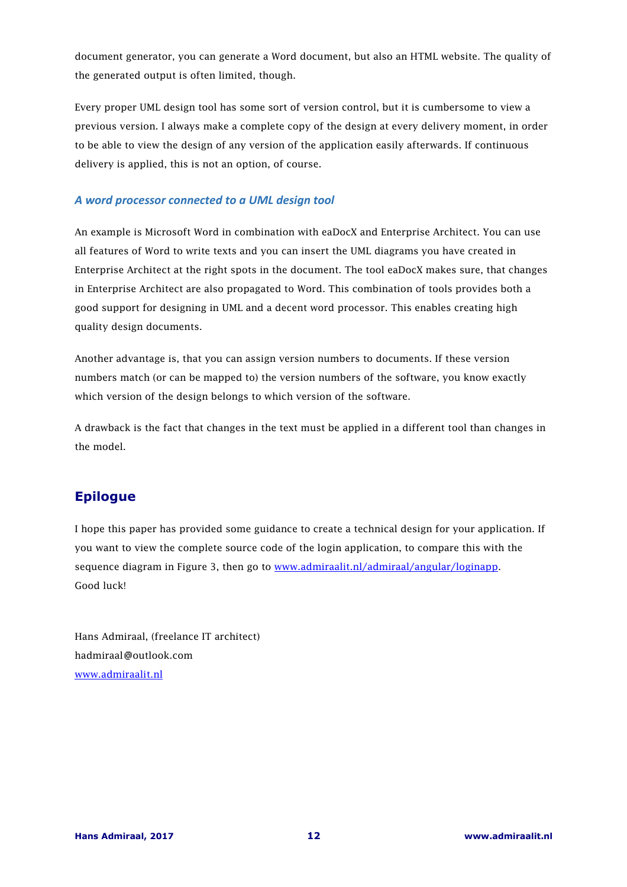document generator, you can generate a Word document, but also an HTML website. The quality of the generated output is often limited, though.

Every proper UML design tool has some sort of version control, but it is cumbersome to view a previous version. I always make a complete copy of the design at every delivery moment, in order to be able to view the design of any version of the application easily afterwards. If continuous delivery is applied, this is not an option, of course.

### *A word processor connected to a UML design tool*

An example is Microsoft Word in combination with eaDocX and Enterprise Architect. You can use all features of Word to write texts and you can insert the UML diagrams you have created in Enterprise Architect at the right spots in the document. The tool eaDocX makes sure, that changes in Enterprise Architect are also propagated to Word. This combination of tools provides both a good support for designing in UML and a decent word processor. This enables creating high quality design documents.

Another advantage is, that you can assign version numbers to documents. If these version numbers match (or can be mapped to) the version numbers of the software, you know exactly which version of the design belongs to which version of the software.

A drawback is the fact that changes in the text must be applied in a different tool than changes in the model.

## Epilogue

I hope this paper has provided some guidance to create a technical design for your application. If you want to view the complete source code of the login application, to compare this with the sequence diagram in Figure 3, then go to [www.admiraalit.nl/admiraal/angular/loginapp](www.admiraalit.nl/admiraal/angular/loginapp).
Good luck!

Hans Admiraal, (freelance IT architect)
hadmiraal@outlook.com
[www.admiraalit.nl](www.admiraalit.nl)